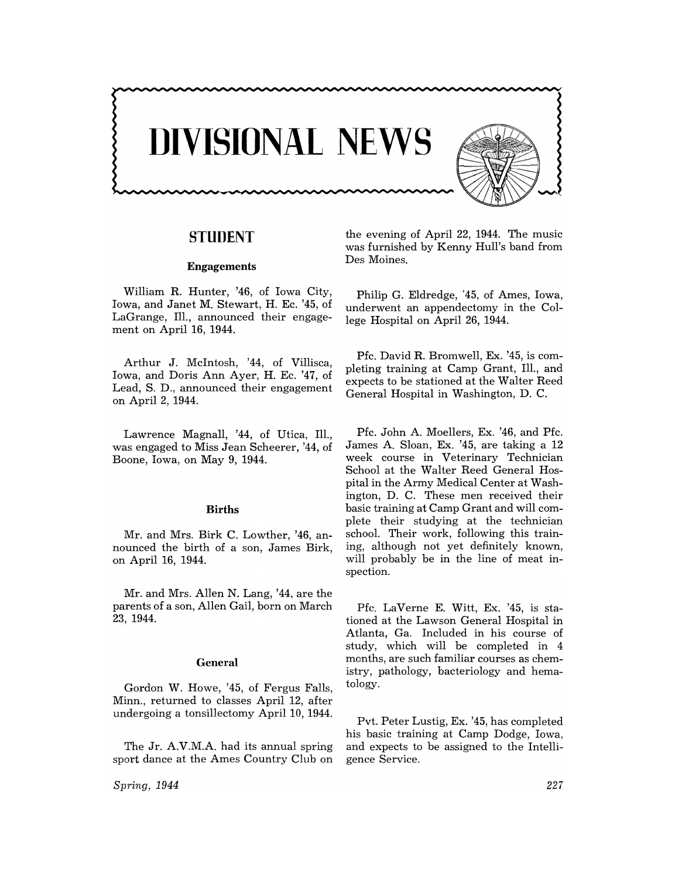# DIVISIONAL NEWS

## STUDENT

### Engagements

William R. Hunter, '46, of Iowa City, Iowa, and Janet M. Stewart, H. Ec. '45, of LaGrange, Ill., announced their engagement on April 16, 1944.

Arthur J. McIntosh, '44, of Villisca, Iowa, and Doris Ann Ayer, H. Ec. '47, of Lead, S. D., announced their engagement on April 2, 1944.

Lawrence Magnall, '44, of Utica, Ill., was engaged to Miss Jean Scheerer, '44, of Boone, Iowa, on May 9, 1944.

### Births

Mr. and Mrs. Birk C. Lowther, '46, announced the birth of a son, James Birk, on April 16, 1944.

Mr. and Mrs. Allen N. Lang, '44, are the parents of a son, Allen Gail, born on March 23, 1944.

### General

Gordon W. Howe, '45, of Fergus Falls, Minn., returned to classes April 12, after undergoing a tonsillectomy April 10, 1944.

The Jr. A.V.M.A. had its annual spring sport dance at the Ames Country Club on the evening of April 22, 1944. The music was furnished by Kenny Hull's band from Des Moines.

Philip G. Eldredge, '45, of Ames, Iowa, underwent an appendectomy in the College Hospital on April 26, 1944.

Pfc. David R. Bromwell, Ex. '45, is completing training at Camp Grant, Ill., and expects to be stationed at the Walter Reed General Hospital in Washington, D. C.

Pfc. John A. Moellers, Ex. '46, and Pfc. James A. Sloan, Ex. '45, are taking a 12 week course in Veterinary Technician School at the Walter Reed General Hospital in the Army Medical Center at Washington, D. C. These men received their basic training at Camp Grant and will complete their studying at the technician school. Their work, following this training, although not yet definitely known, will probably be in the line of meat inspection.

Pfc. LaVerne E. Witt, Ex. '45, is stationed at the Lawson General Hospital in Atlanta, Ga. Included in his course of study, which will be completed in 4 months, are such familiar courses as chemistry, pathology, bacteriology and hematology.

Pvt. Peter Lustig, Ex. '45, has completed his basic training at Camp Dodge, Iowa, and expects to be assigned to the Intelligence Service.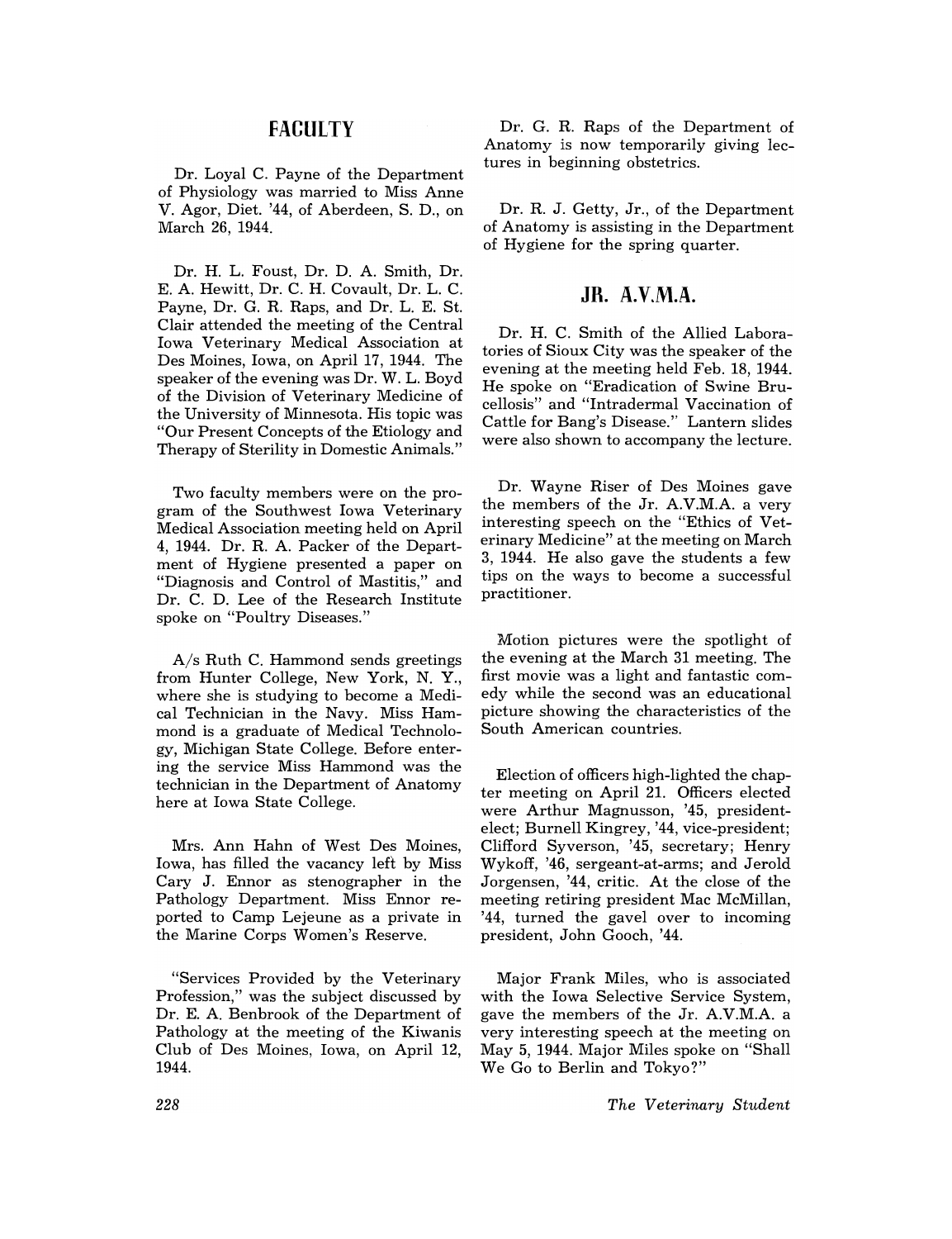## FACULTY

Dr. Loyal C. Payne of the Department of Physiology was married to Miss Anne V. Agor, Diet. '44, of Aberdeen, S. D., on March 26, 1944.

Dr. H. L. Foust, Dr. D. A. Smith, Dr. E. A. Hewitt, Dr. C. H. Covault, Dr. L. C. Payne, Dr. G. R. Raps, and Dr. L. E. St. Clair attended the meeting of the Central Iowa Veterinary Medical Association at Des Moines, Iowa, on April 17, 1944. The speaker of the evening was Dr. W. L. Boyd of the Division of Veterinary Medicine of the University of Minnesota. His topic was "Our Present Concepts of the Etiology and Therapy of Sterility in Domestic Animals."

Two faculty members were on the program of the Southwest Iowa Veterinary Medical Association meeting held on April 4, 1944. Dr. R. A. Packer of the Department of Hygiene presented a paper on "Diagnosis and Control of Mastitis," and Dr. C. D. Lee of the Research Institute spoke on "Poultry Diseases."

A/s Ruth C. Hammond sends greetings from Hunter College, New York, N. Y., where she is studying to become a Medical Technician in the Navy. Miss Hammond is a graduate of Medical Technology, Michigan State College. Before entering the service Miss Hammond was the technician in the Department of Anatomy here at Iowa State College.

Mrs. Ann Hahn of West Des Moines, Iowa, has filled the vacancy left by Miss Cary J. Ennor as stenographer in the Pathology Department. Miss Ennor reported to Camp Lejeune as a private in the Marine Corps Women's Reserve.

"Services Provided by the Veterinary Profession," was the subject discussed by Dr. E. A. Benbrook of the Department of Pathology at the meeting of the Kiwanis Club of Des Moines, Iowa, on April 12, 1944.

Dr. G. R. Raps of the Department of Anatomy is now temporarily giving lectures in beginning obstetrics.

Dr. R. J. Getty, Jr., of the Department of Anatomy is assisting in the Department of Hygiene for the spring quarter.

## JR. A.V.M.A.

Dr. H. C. Smith of the Allied Laboratories of Sioux City was the speaker of the evening at the meeting held Feb. 18, 1944. He spoke on "Eradication of Swine Brucellosis" and "Intradermal Vaccination of Cattle for Bang's Disease." Lantern slides were also shown to accompany the lecture.

Dr. Wayne Riser of Des Moines gave the members of the Jr. A.V.M.A. a very interesting speech on the "Ethics of Veterinary Medicine" at the meeting on March 3, 1944. He also gave the students a few tips on the ways to become a successful practitioner.

Motion pictures were the spotlight of the evening at the March 31 meeting. The first movie was a light and fantastic comedy while the second was an educational picture showing the characteristics of the South American countries.

Election of officers high-lighted the chapter meeting on April 21. Officers elected were Arthur Magnusson, '45, president-elect; Burnell Kingrey, '44, vice-president; Clifford Syverson, '45, secretary; Henry Wykoff, '46, sergeant-at-arms; and Jerold Jorgensen, '44, critic. At the close of the meeting retiring president Mac McMillan, '44, turned the gavel over to incoming president, John Gooch, '44.

Major Frank Miles, who is associated with the Iowa Selective Service System, gave the members of the Jr. A.V.M.A. a very interesting speech at the meeting on May 5, 1944. Major Miles spoke on "Shall We Go to Berlin and Tokyo?"